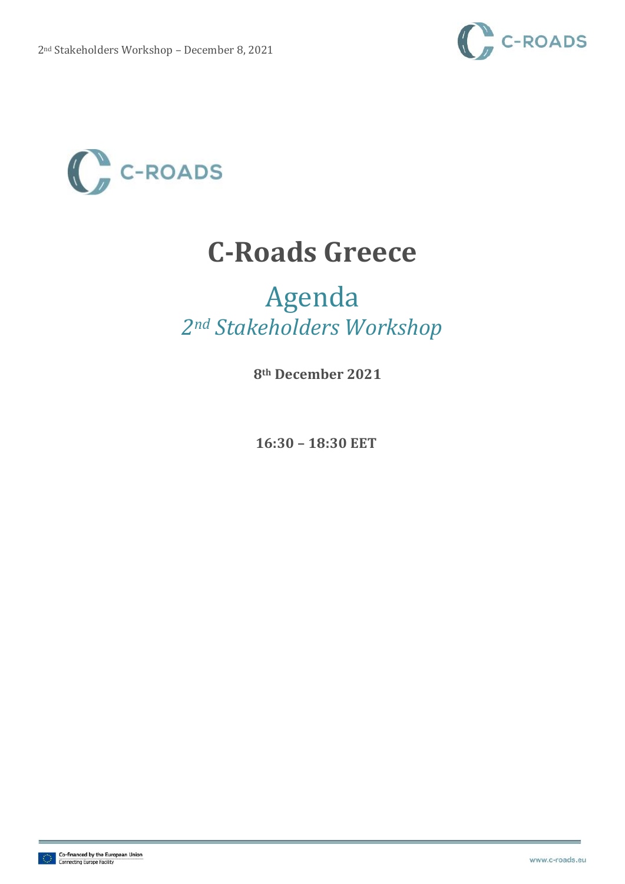# C-Roads Greece

## Agenda

## *2nd Stakeholders Workshop*

**8th December 2021**

**16:30 – 18:30 EET**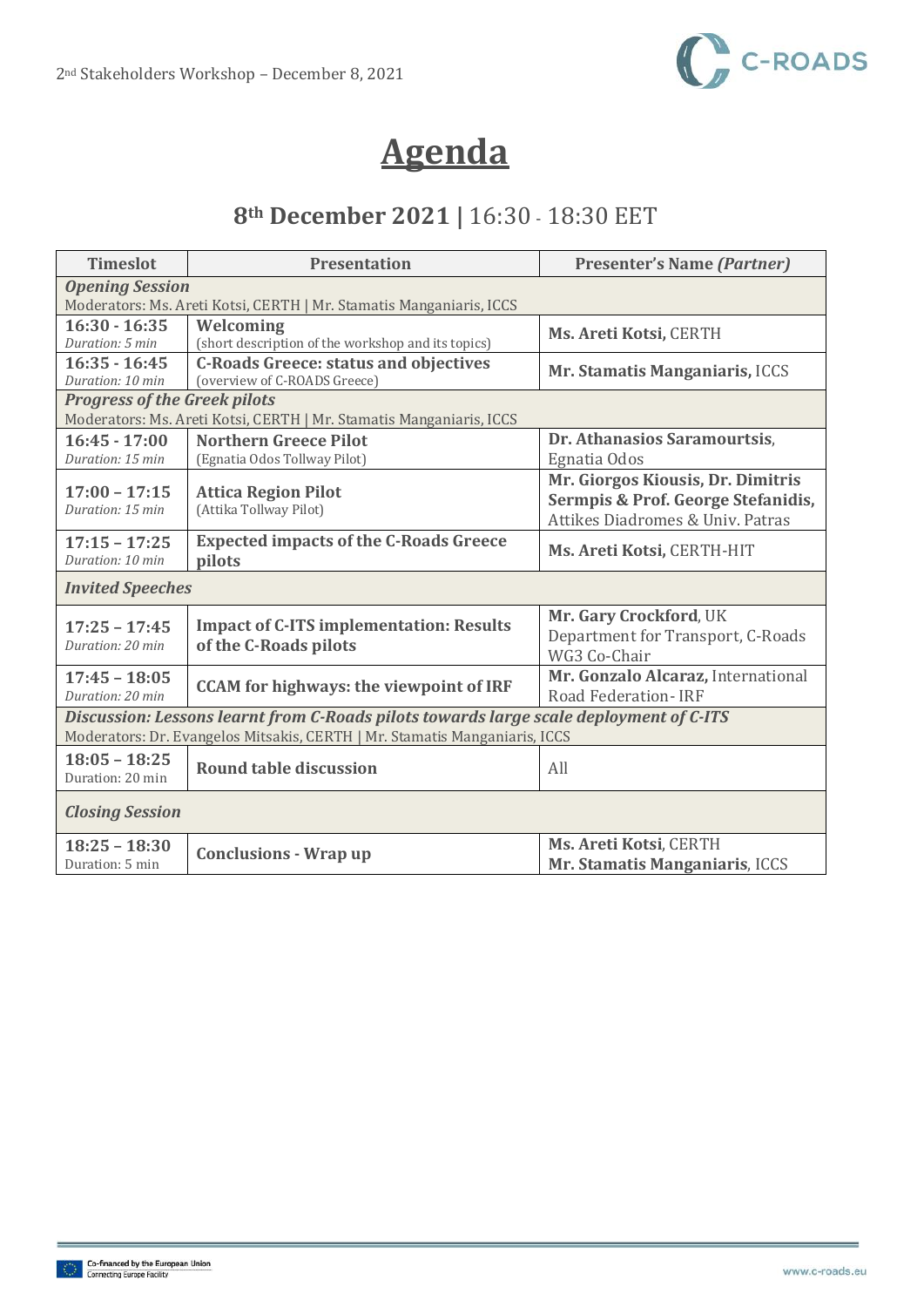# Agenda

## 8th December 2021 | 16:30 - 18:30 EET

| Timeslot | Presentation | Presenter's Name *(Partner)* |
| --- | --- | --- |
| ***Opening Session*** Moderators: Ms. Areti Kotsi, CERTH \| Mr. Stamatis Manganiaris, ICCS | | |
| **16:30 - 16:35** *Duration: 5 min* | **Welcoming** (short description of the workshop and its topics) | **Ms. Areti Kotsi,** CERTH |
| **16:35 - 16:45** *Duration: 10 min* | **C-Roads Greece: status and objectives** (overview of C-ROADS Greece) | **Mr. Stamatis Manganiaris,** ICCS |
| ***Progress of the Greek pilots*** Moderators: Ms. Areti Kotsi, CERTH \| Mr. Stamatis Manganiaris, ICCS | | |
| **16:45 - 17:00** *Duration: 15 min* | **Northern Greece Pilot** (Egnatia Odos Tollway Pilot) | **Dr. Athanasios Saramourtsis**, Egnatia Odos |
| **17:00 – 17:15** *Duration: 15 min* | **Attica Region Pilot** (Attika Tollway Pilot) | **Mr. Giorgos Kiousis, Dr. Dimitris Sermpis & Prof. George Stefanidis,** Attikes Diadromes & Univ. Patras |
| **17:15 – 17:25** *Duration: 10 min* | **Expected impacts of the C-Roads Greece pilots** | **Ms. Areti Kotsi,** CERTH-HIT |
| ***Invited Speeches*** | | |
| **17:25 – 17:45** *Duration: 20 min* | **Impact of C-ITS implementation: Results of the C-Roads pilots** | **Mr. Gary Crockford**, UK Department for Transport, C-Roads WG3 Co-Chair |
| **17:45 – 18:05** *Duration: 20 min* | **CCAM for highways: the viewpoint of IRF** | **Mr. Gonzalo Alcaraz,** International Road Federation- IRF |
| ***Discussion: Lessons learnt from C-Roads pilots towards large scale deployment of C-ITS*** Moderators: Dr. Evangelos Mitsakis, CERTH \| Mr. Stamatis Manganiaris, ICCS | | |
| **18:05 – 18:25** Duration: 20 min | **Round table discussion** | All |
| ***Closing Session*** | | |
| **18:25 – 18:30** Duration: 5 min | **Conclusions - Wrap up** | **Ms. Areti Kotsi**, CERTH **Mr. Stamatis Manganiaris**, ICCS |